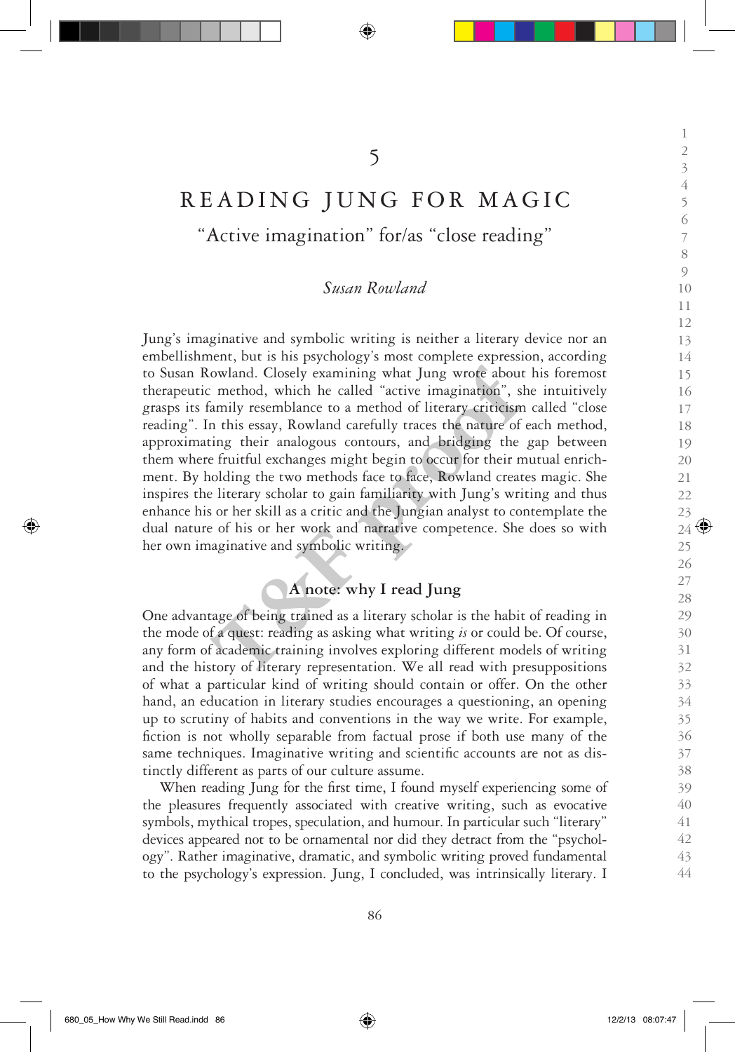# 5

# READING JUNG FOR MAGIC

## "Active imagination" for/as "close reading"

*Susan Rowland*

Jung's imaginative and symbolic writing is neither a literary device nor an embellishment, but is his psychology's most complete expression, according to Susan Rowland. Closely examining what Jung wrote about his foremost therapeutic method, which he called "active imagination", she intuitively grasps its family resemblance to a method of literary criticism called "close reading". In this essay, Rowland carefully traces the nature of each method, approximating their analogous contours, and bridging the gap between them where fruitful exchanges might begin to occur for their mutual enrichment. By holding the two methods face to face, Rowland creates magic. She inspires the literary scholar to gain familiarity with Jung's writing and thus enhance his or her skill as a critic and the Jungian analyst to contemplate the dual nature of his or her work and narrative competence. She does so with her own imaginative and symbolic writing.

### A note: why I read Jung

One advantage of being trained as a literary scholar is the habit of reading in the mode of a quest: reading as asking what writing *is* or could be. Of course, any form of academic training involves exploring different models of writing and the history of literary representation. We all read with presuppositions of what a particular kind of writing should contain or offer. On the other hand, an education in literary studies encourages a questioning, an opening up to scrutiny of habits and conventions in the way we write. For example, fiction is not wholly separable from factual prose if both use many of the same techniques. Imaginative writing and scientific accounts are not as distinctly different as parts of our culture assume.

When reading Jung for the first time, I found myself experiencing some of the pleasures frequently associated with creative writing, such as evocative symbols, mythical tropes, speculation, and humour. In particular such "literary" devices appeared not to be ornamental nor did they detract from the "psychology". Rather imaginative, dramatic, and symbolic writing proved fundamental to the psychology's expression. Jung, I concluded, was intrinsically literary. I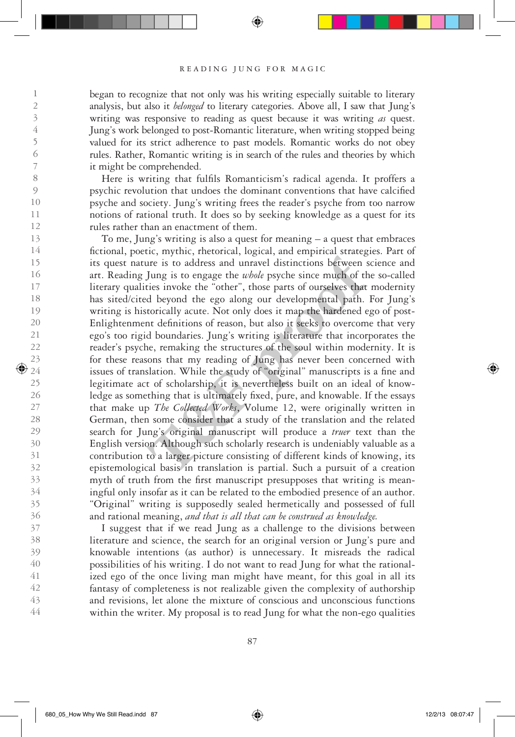began to recognize that not only was his writing especially suitable to literary analysis, but also it *belonged* to literary categories. Above all, I saw that Jung's writing was responsive to reading as quest because it was writing *as* quest. Jung's work belonged to post-Romantic literature, when writing stopped being valued for its strict adherence to past models. Romantic works do not obey rules. Rather, Romantic writing is in search of the rules and theories by which it might be comprehended.

Here is writing that fulfils Romanticism's radical agenda. It proffers a psychic revolution that undoes the dominant conventions that have calcified psyche and society. Jung's writing frees the reader's psyche from too narrow notions of rational truth. It does so by seeking knowledge as a quest for its rules rather than an enactment of them.

To me, Jung's writing is also a quest for meaning – a quest that embraces fictional, poetic, rhetorical, mythic, logical, and empirical strategies. Part of its quest nature is to address and unravel distinctions between science and art. Reading Jung is to engage the *whole* psyche since much of the so-called literary qualities invoke the "other", those parts of ourselves that modernity has sited/cited beyond the ego along our developmental path. For Jung's writing is historically acute. Not only does it map the hardened ego of post-Enlightenment definitions of reason, but also it seeks to overcome that very ego's too rigid boundaries. Jung's writing is literature that incorporates the reader's psyche, remaking the structures of the soul within modernity. It is for these reasons that my reading of Jung has never been concerned with issues of translation. While the study of "original" manuscripts is a fine and legitimate act of scholarship, it is nevertheless built on an ideal of knowledge as something that is ultimately fixed, pure, and knowable. If the essays that make up *The Collected Works*, Volume 12, were originally written in German, then some consider that a study of the translation and the related search for Jung's original manuscript will produce a *truer* text than the English version. Although such scholarly research is undeniably valuable as a contribution to a larger picture consisting of different kinds of knowing, its epistemological basis in translation is partial. Such a pursuit of a creation myth of truth from the first manuscript presupposes that writing is meaningful only insofar as it can be related to the embodied presence of an author. "Original" writing is supposedly sealed hermetically and possessed of full and rational meaning, *and that is all that can be construed as knowledge.*

I suggest that if we read Jung as a challenge to the divisions between literature and science, the search for an original version or Jung's pure and knowable intentions (as author) is unnecessary. It misreads the radical possibilities of his writing. I do not want to read Jung for what the rationalized ego of the once living man might have meant, for this goal in all its fantasy of completeness is not realizable given the complexity of authorship and revisions, let alone the mixture of conscious and unconscious functions within the writer. My proposal is to read Jung for what the non-ego qualities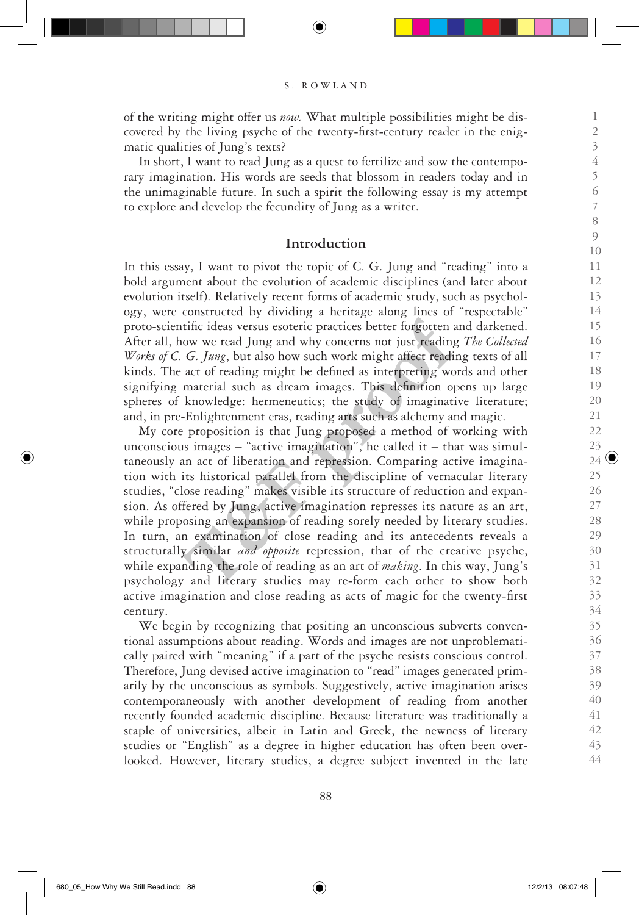of the writing might offer us *now.* What multiple possibilities might be discovered by the living psyche of the twenty-first-century reader in the enigmatic qualities of Jung's texts?

In short, I want to read Jung as a quest to fertilize and sow the contemporary imagination. His words are seeds that blossom in readers today and in the unimaginable future. In such a spirit the following essay is my attempt to explore and develop the fecundity of Jung as a writer.

## Introduction

In this essay, I want to pivot the topic of C. G. Jung and "reading" into a bold argument about the evolution of academic disciplines (and later about evolution itself). Relatively recent forms of academic study, such as psychology, were constructed by dividing a heritage along lines of "respectable" proto-scientific ideas versus esoteric practices better forgotten and darkened. After all, how we read Jung and why concerns not just reading *The Collected Works of C. G. Jung*, but also how such work might affect reading texts of all kinds. The act of reading might be defined as interpreting words and other signifying material such as dream images. This definition opens up large spheres of knowledge: hermeneutics; the study of imaginative literature; and, in pre-Enlightenment eras, reading arts such as alchemy and magic.

My core proposition is that Jung proposed a method of working with unconscious images – "active imagination", he called it – that was simultaneously an act of liberation and repression. Comparing active imagination with its historical parallel from the discipline of vernacular literary studies, "close reading" makes visible its structure of reduction and expansion. As offered by Jung, active imagination represses its nature as an art, while proposing an expansion of reading sorely needed by literary studies. In turn, an examination of close reading and its antecedents reveals a structurally similar *and opposite* repression, that of the creative psyche, while expanding the role of reading as an art of *making*. In this way, Jung's psychology and literary studies may re-form each other to show both active imagination and close reading as acts of magic for the twenty-first century.

We begin by recognizing that positing an unconscious subverts conventional assumptions about reading. Words and images are not unproblematically paired with "meaning" if a part of the psyche resists conscious control. Therefore, Jung devised active imagination to "read" images generated primarily by the unconscious as symbols. Suggestively, active imagination arises contemporaneously with another development of reading from another recently founded academic discipline. Because literature was traditionally a staple of universities, albeit in Latin and Greek, the newness of literary studies or "English" as a degree in higher education has often been overlooked. However, literary studies, a degree subject invented in the late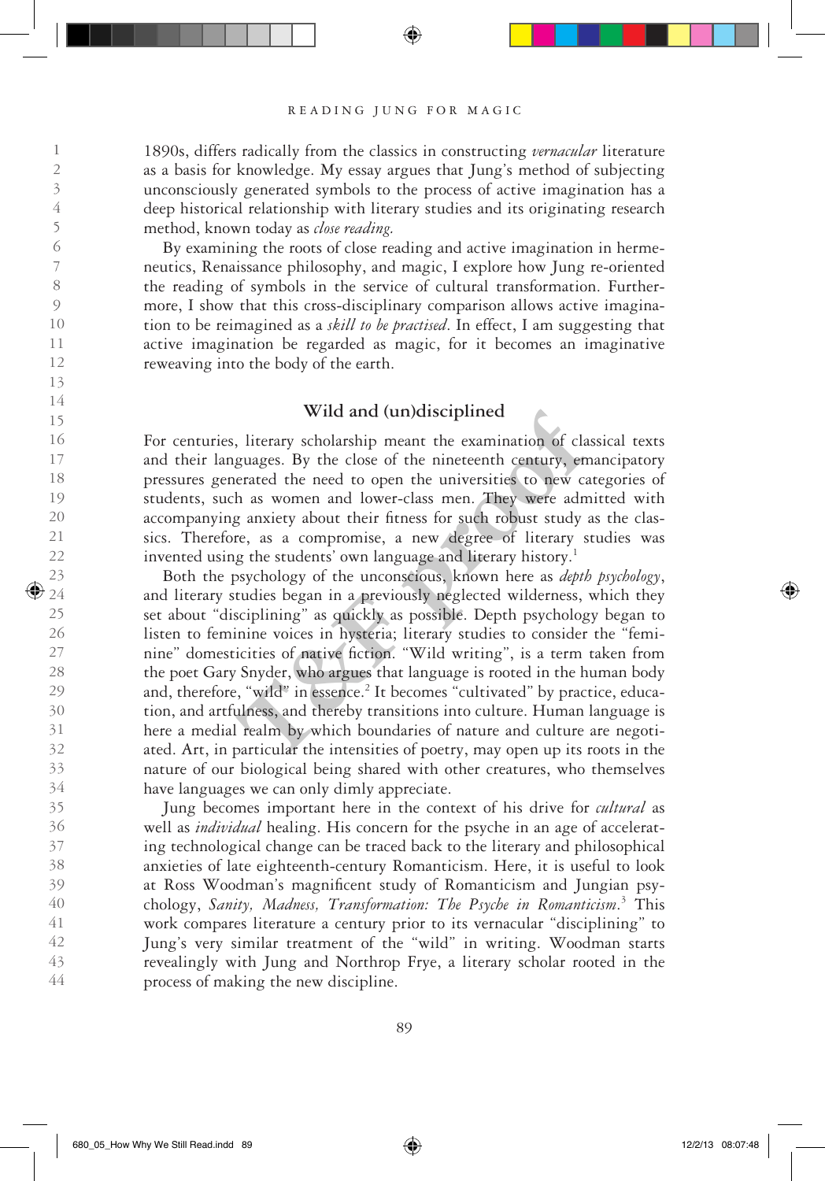1890s, differs radically from the classics in constructing *vernacular* literature as a basis for knowledge. My essay argues that Jung's method of subjecting unconsciously generated symbols to the process of active imagination has a deep historical relationship with literary studies and its originating research method, known today as *close reading.*

By examining the roots of close reading and active imagination in hermeneutics, Renaissance philosophy, and magic, I explore how Jung re-oriented the reading of symbols in the service of cultural transformation. Furthermore, I show that this cross-disciplinary comparison allows active imagination to be reimagined as a *skill to be practised*. In effect, I am suggesting that active imagination be regarded as magic, for it becomes an imaginative reweaving into the body of the earth.

## Wild and (un)disciplined

For centuries, literary scholarship meant the examination of classical texts and their languages. By the close of the nineteenth century, emancipatory pressures generated the need to open the universities to new categories of students, such as women and lower-class men. They were admitted with accompanying anxiety about their fitness for such robust study as the classics. Therefore, as a compromise, a new degree of literary studies was invented using the students' own language and literary history.[1]

Both the psychology of the unconscious, known here as *depth psychology*, and literary studies began in a previously neglected wilderness, which they set about "disciplining" as quickly as possible. Depth psychology began to listen to feminine voices in hysteria; literary studies to consider the "feminine" domesticities of native fiction. "Wild writing", is a term taken from the poet Gary Snyder, who argues that language is rooted in the human body and, therefore, "wild" in essence.[2] It becomes "cultivated" by practice, education, and artfulness, and thereby transitions into culture. Human language is here a medial realm by which boundaries of nature and culture are negotiated. Art, in particular the intensities of poetry, may open up its roots in the nature of our biological being shared with other creatures, who themselves have languages we can only dimly appreciate.

Jung becomes important here in the context of his drive for *cultural* as well as *individual* healing. His concern for the psyche in an age of accelerating technological change can be traced back to the literary and philosophical anxieties of late eighteenth-century Romanticism. Here, it is useful to look at Ross Woodman's magnificent study of Romanticism and Jungian psychology, *Sanity, Madness, Transformation: The Psyche in Romanticism*.[3] This work compares literature a century prior to its vernacular "disciplining" to Jung's very similar treatment of the "wild" in writing. Woodman starts revealingly with Jung and Northrop Frye, a literary scholar rooted in the process of making the new discipline.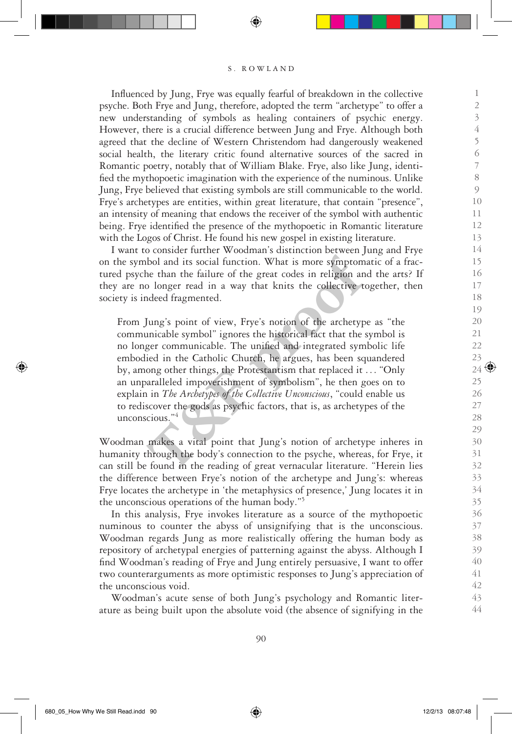Influenced by Jung, Frye was equally fearful of breakdown in the collective psyche. Both Frye and Jung, therefore, adopted the term "archetype" to offer a new understanding of symbols as healing containers of psychic energy. However, there is a crucial difference between Jung and Frye. Although both agreed that the decline of Western Christendom had dangerously weakened social health, the literary critic found alternative sources of the sacred in Romantic poetry, notably that of William Blake. Frye, also like Jung, identified the mythopoetic imagination with the experience of the numinous. Unlike Jung, Frye believed that existing symbols are still communicable to the world. Frye's archetypes are entities, within great literature, that contain "presence", an intensity of meaning that endows the receiver of the symbol with authentic being. Frye identified the presence of the mythopoetic in Romantic literature with the Logos of Christ. He found his new gospel in existing literature.

I want to consider further Woodman's distinction between Jung and Frye on the symbol and its social function. What is more symptomatic of a fractured psyche than the failure of the great codes in religion and the arts? If they are no longer read in a way that knits the collective together, then society is indeed fragmented.

> From Jung's point of view, Frye's notion of the archetype as "the communicable symbol" ignores the historical fact that the symbol is no longer communicable. The unified and integrated symbolic life embodied in the Catholic Church, he argues, has been squandered by, among other things, the Protestantism that replaced it . . . "Only an unparalleled impoverishment of symbolism", he then goes on to explain in *The Archetypes of the Collective Unconscious*, "could enable us to rediscover the gods as psychic factors, that is, as archetypes of the unconscious."[4]

Woodman makes a vital point that Jung's notion of archetype inheres in humanity through the body's connection to the psyche, whereas, for Frye, it can still be found in the reading of great vernacular literature. "Herein lies the difference between Frye's notion of the archetype and Jung's: whereas Frye locates the archetype in 'the metaphysics of presence,' Jung locates it in the unconscious operations of the human body."[5]

In this analysis, Frye invokes literature as a source of the mythopoetic numinous to counter the abyss of unsignifying that is the unconscious. Woodman regards Jung as more realistically offering the human body as repository of archetypal energies of patterning against the abyss. Although I find Woodman's reading of Frye and Jung entirely persuasive, I want to offer two counterarguments as more optimistic responses to Jung's appreciation of the unconscious void.

Woodman's acute sense of both Jung's psychology and Romantic literature as being built upon the absolute void (the absence of signifying in the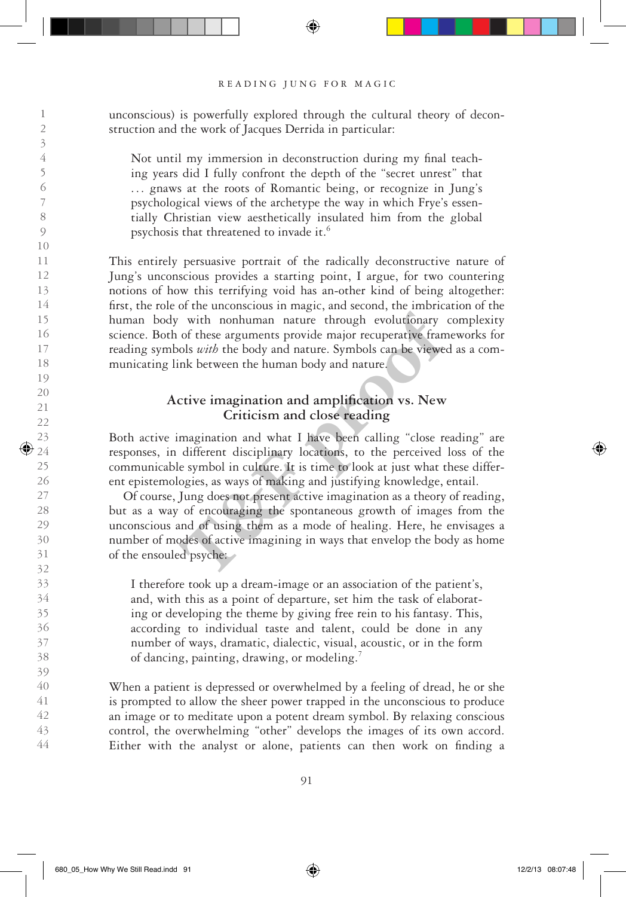unconscious) is powerfully explored through the cultural theory of deconstruction and the work of Jacques Derrida in particular:

> Not until my immersion in deconstruction during my final teaching years did I fully confront the depth of the "secret unrest" that … gnaws at the roots of Romantic being, or recognize in Jung's psychological views of the archetype the way in which Frye's essentially Christian view aesthetically insulated him from the global psychosis that threatened to invade it.[6]

This entirely persuasive portrait of the radically deconstructive nature of Jung's unconscious provides a starting point, I argue, for two countering notions of how this terrifying void has an-other kind of being altogether: first, the role of the unconscious in magic, and second, the imbrication of the human body with nonhuman nature through evolutionary complexity science. Both of these arguments provide major recuperative frameworks for reading symbols *with* the body and nature. Symbols can be viewed as a communicating link between the human body and nature.

## Active imagination and amplification vs. New Criticism and close reading

Both active imagination and what I have been calling "close reading" are responses, in different disciplinary locations, to the perceived loss of the communicable symbol in culture. It is time to look at just what these different epistemologies, as ways of making and justifying knowledge, entail.

Of course, Jung does not present active imagination as a theory of reading, but as a way of encouraging the spontaneous growth of images from the unconscious and of using them as a mode of healing. Here, he envisages a number of modes of active imagining in ways that envelop the body as home of the ensouled psyche:

> I therefore took up a dream-image or an association of the patient's, and, with this as a point of departure, set him the task of elaborating or developing the theme by giving free rein to his fantasy. This, according to individual taste and talent, could be done in any number of ways, dramatic, dialectic, visual, acoustic, or in the form of dancing, painting, drawing, or modeling.[7]

When a patient is depressed or overwhelmed by a feeling of dread, he or she is prompted to allow the sheer power trapped in the unconscious to produce an image or to meditate upon a potent dream symbol. By relaxing conscious control, the overwhelming "other" develops the images of its own accord. Either with the analyst or alone, patients can then work on finding a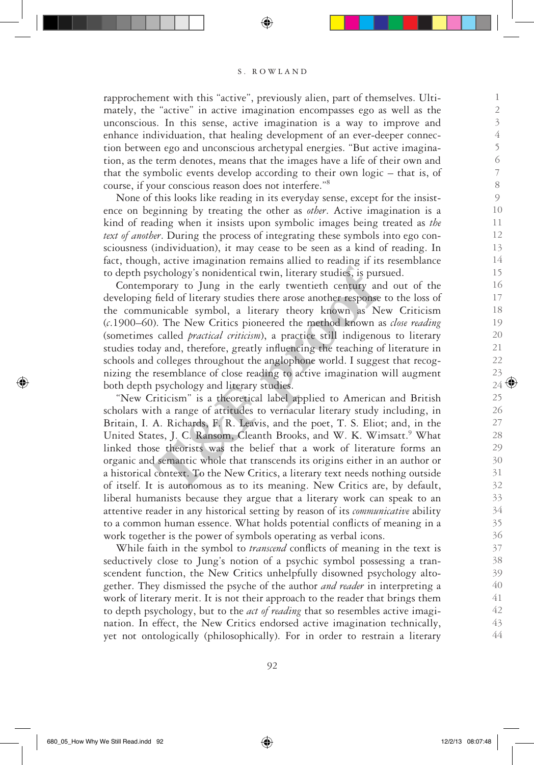rapprochement with this "active", previously alien, part of themselves. Ultimately, the "active" in active imagination encompasses ego as well as the unconscious. In this sense, active imagination is a way to improve and enhance individuation, that healing development of an ever-deeper connection between ego and unconscious archetypal energies. "But active imagination, as the term denotes, means that the images have a life of their own and that the symbolic events develop according to their own logic – that is, of course, if your conscious reason does not interfere."[8]

None of this looks like reading in its everyday sense, except for the insistence on beginning by treating the other as *other*. Active imagination is a kind of reading when it insists upon symbolic images being treated as *the text of another*. During the process of integrating these symbols into ego consciousness (individuation), it may cease to be seen as a kind of reading. In fact, though, active imagination remains allied to reading if its resemblance to depth psychology's nonidentical twin, literary studies, is pursued.

Contemporary to Jung in the early twentieth century and out of the developing field of literary studies there arose another response to the loss of the communicable symbol, a literary theory known as New Criticism (*c*.1900–60). The New Critics pioneered the method known as *close reading* (sometimes called *practical criticism*), a practice still indigenous to literary studies today and, therefore, greatly influencing the teaching of literature in schools and colleges throughout the anglophone world. I suggest that recognizing the resemblance of close reading to active imagination will augment both depth psychology and literary studies.

"New Criticism" is a theoretical label applied to American and British scholars with a range of attitudes to vernacular literary study including, in Britain, I. A. Richards, F. R. Leavis, and the poet, T. S. Eliot; and, in the United States, J. C. Ransom, Cleanth Brooks, and W. K. Wimsatt.[9] What linked those theorists was the belief that a work of literature forms an organic and semantic whole that transcends its origins either in an author or a historical context. To the New Critics, a literary text needs nothing outside of itself. It is autonomous as to its meaning. New Critics are, by default, liberal humanists because they argue that a literary work can speak to an attentive reader in any historical setting by reason of its *communicative* ability to a common human essence. What holds potential conflicts of meaning in a work together is the power of symbols operating as verbal icons.

While faith in the symbol to *transcend* conflicts of meaning in the text is seductively close to Jung's notion of a psychic symbol possessing a transcendent function, the New Critics unhelpfully disowned psychology altogether. They dismissed the psyche of the author *and reader* in interpreting a work of literary merit. It is not their approach to the reader that brings them to depth psychology, but to the *act of reading* that so resembles active imagination. In effect, the New Critics endorsed active imagination technically, yet not ontologically (philosophically). For in order to restrain a literary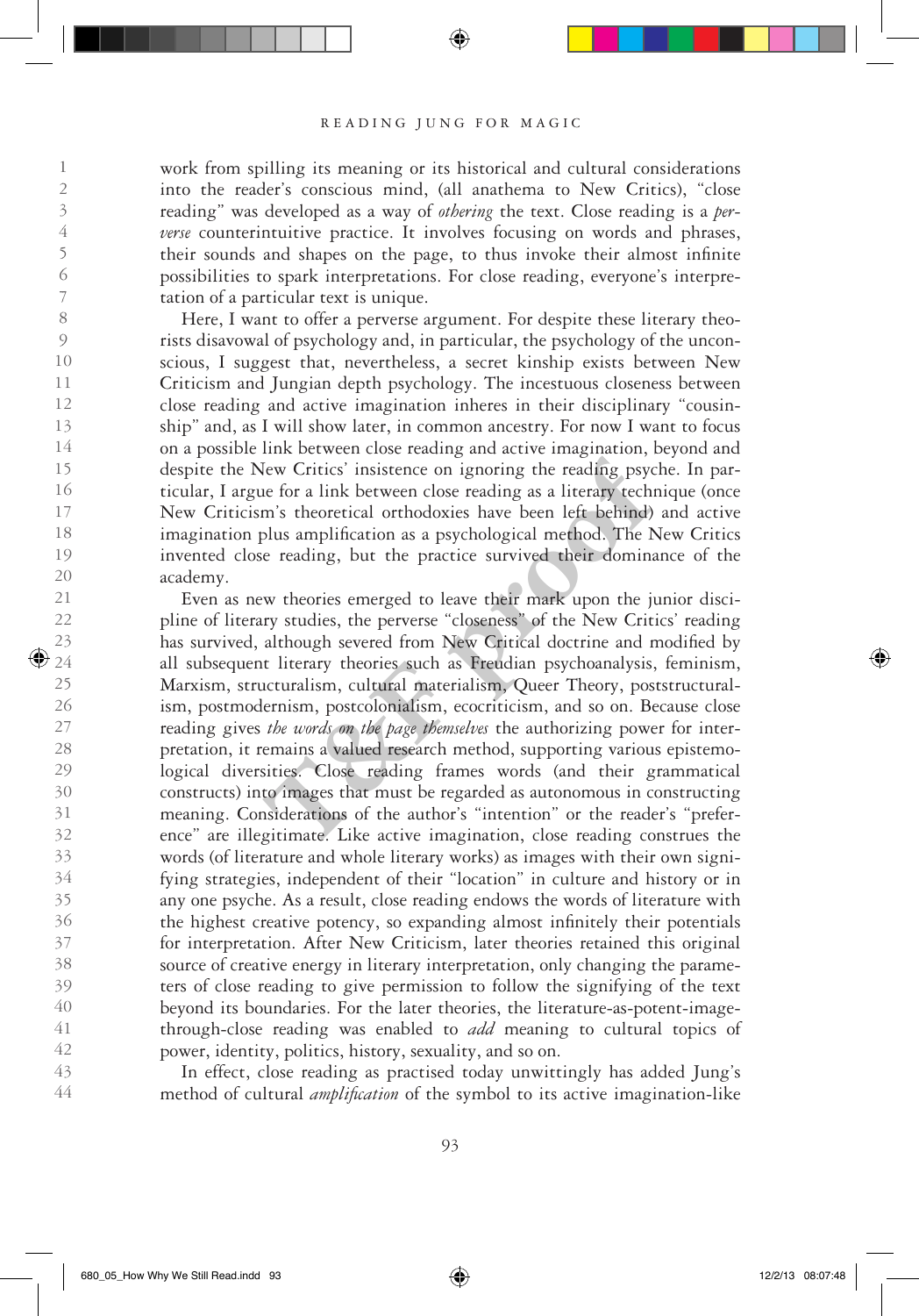work from spilling its meaning or its historical and cultural considerations into the reader's conscious mind, (all anathema to New Critics), "close reading" was developed as a way of *othering* the text. Close reading is a *perverse* counterintuitive practice. It involves focusing on words and phrases, their sounds and shapes on the page, to thus invoke their almost infinite possibilities to spark interpretations. For close reading, everyone's interpretation of a particular text is unique.

Here, I want to offer a perverse argument. For despite these literary theorists disavowal of psychology and, in particular, the psychology of the unconscious, I suggest that, nevertheless, a secret kinship exists between New Criticism and Jungian depth psychology. The incestuous closeness between close reading and active imagination inheres in their disciplinary "cousinship" and, as I will show later, in common ancestry. For now I want to focus on a possible link between close reading and active imagination, beyond and despite the New Critics' insistence on ignoring the reading psyche. In particular, I argue for a link between close reading as a literary technique (once New Criticism's theoretical orthodoxies have been left behind) and active imagination plus amplification as a psychological method. The New Critics invented close reading, but the practice survived their dominance of the academy.

Even as new theories emerged to leave their mark upon the junior discipline of literary studies, the perverse "closeness" of the New Critics' reading has survived, although severed from New Critical doctrine and modified by all subsequent literary theories such as Freudian psychoanalysis, feminism, Marxism, structuralism, cultural materialism, Queer Theory, poststructuralism, postmodernism, postcolonialism, ecocriticism, and so on. Because close reading gives *the words on the page themselves* the authorizing power for interpretation, it remains a valued research method, supporting various epistemological diversities. Close reading frames words (and their grammatical constructs) into images that must be regarded as autonomous in constructing meaning. Considerations of the author's "intention" or the reader's "preference" are illegitimate. Like active imagination, close reading construes the words (of literature and whole literary works) as images with their own signifying strategies, independent of their "location" in culture and history or in any one psyche. As a result, close reading endows the words of literature with the highest creative potency, so expanding almost infinitely their potentials for interpretation. After New Criticism, later theories retained this original source of creative energy in literary interpretation, only changing the parameters of close reading to give permission to follow the signifying of the text beyond its boundaries. For the later theories, the literature-as-potent-image-through-close reading was enabled to *add* meaning to cultural topics of power, identity, politics, history, sexuality, and so on.

In effect, close reading as practised today unwittingly has added Jung's method of cultural *amplification* of the symbol to its active imagination-like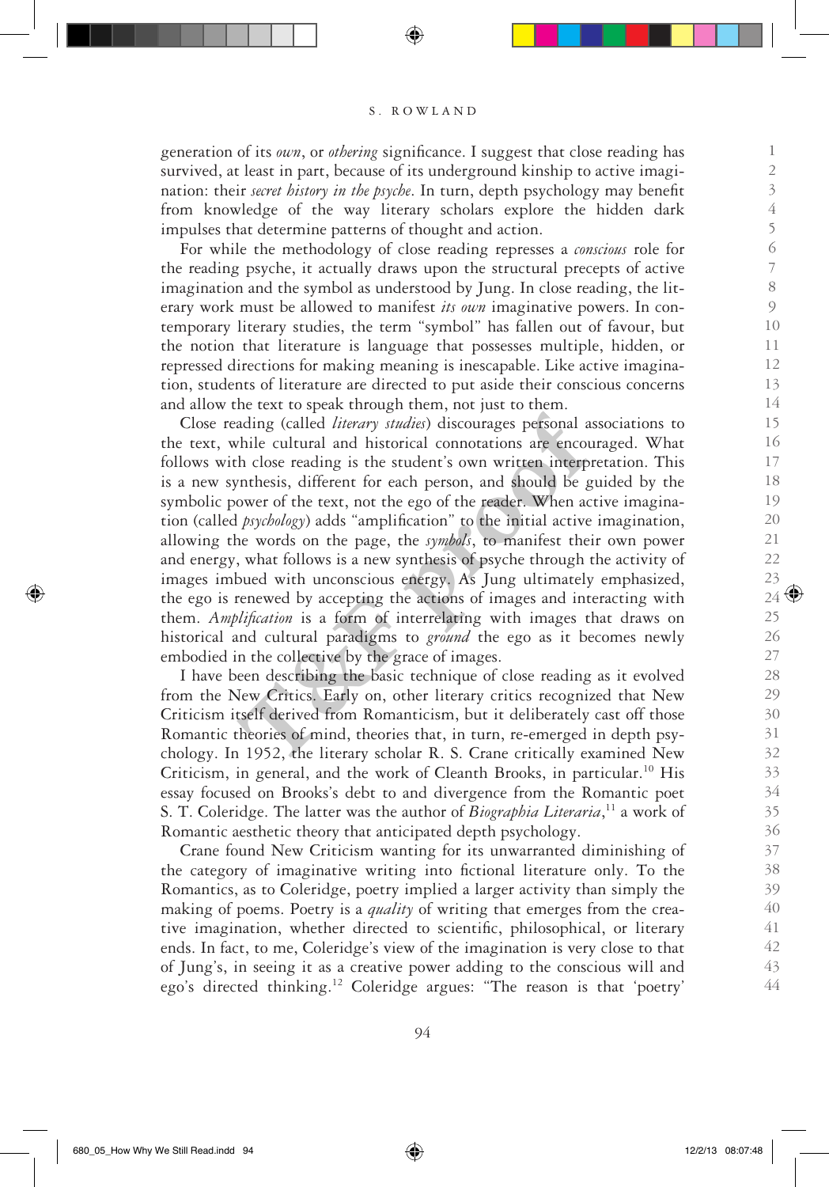generation of its *own*, or *othering* significance. I suggest that close reading has survived, at least in part, because of its underground kinship to active imagination: their *secret history in the psyche*. In turn, depth psychology may benefit from knowledge of the way literary scholars explore the hidden dark impulses that determine patterns of thought and action.

For while the methodology of close reading represses a *conscious* role for the reading psyche, it actually draws upon the structural precepts of active imagination and the symbol as understood by Jung. In close reading, the literary work must be allowed to manifest *its own* imaginative powers. In contemporary literary studies, the term "symbol" has fallen out of favour, but the notion that literature is language that possesses multiple, hidden, or repressed directions for making meaning is inescapable. Like active imagination, students of literature are directed to put aside their conscious concerns and allow the text to speak through them, not just to them.

Close reading (called *literary studies*) discourages personal associations to the text, while cultural and historical connotations are encouraged. What follows with close reading is the student's own written interpretation. This is a new synthesis, different for each person, and should be guided by the symbolic power of the text, not the ego of the reader. When active imagination (called *psychology*) adds "amplification" to the initial active imagination, allowing the words on the page, the *symbols*, to manifest their own power and energy, what follows is a new synthesis of psyche through the activity of images imbued with unconscious energy. As Jung ultimately emphasized, the ego is renewed by accepting the actions of images and interacting with them. *Amplification* is a form of interrelating with images that draws on historical and cultural paradigms to *ground* the ego as it becomes newly embodied in the collective by the grace of images.

I have been describing the basic technique of close reading as it evolved from the New Critics. Early on, other literary critics recognized that New Criticism itself derived from Romanticism, but it deliberately cast off those Romantic theories of mind, theories that, in turn, re-emerged in depth psychology. In 1952, the literary scholar R. S. Crane critically examined New Criticism, in general, and the work of Cleanth Brooks, in particular.[10] His essay focused on Brooks's debt to and divergence from the Romantic poet S. T. Coleridge. The latter was the author of *Biographia Literaria*,[11] a work of Romantic aesthetic theory that anticipated depth psychology.

Crane found New Criticism wanting for its unwarranted diminishing of the category of imaginative writing into fictional literature only. To the Romantics, as to Coleridge, poetry implied a larger activity than simply the making of poems. Poetry is a *quality* of writing that emerges from the creative imagination, whether directed to scientific, philosophical, or literary ends. In fact, to me, Coleridge's view of the imagination is very close to that of Jung's, in seeing it as a creative power adding to the conscious will and ego's directed thinking.[12] Coleridge argues: "The reason is that 'poetry'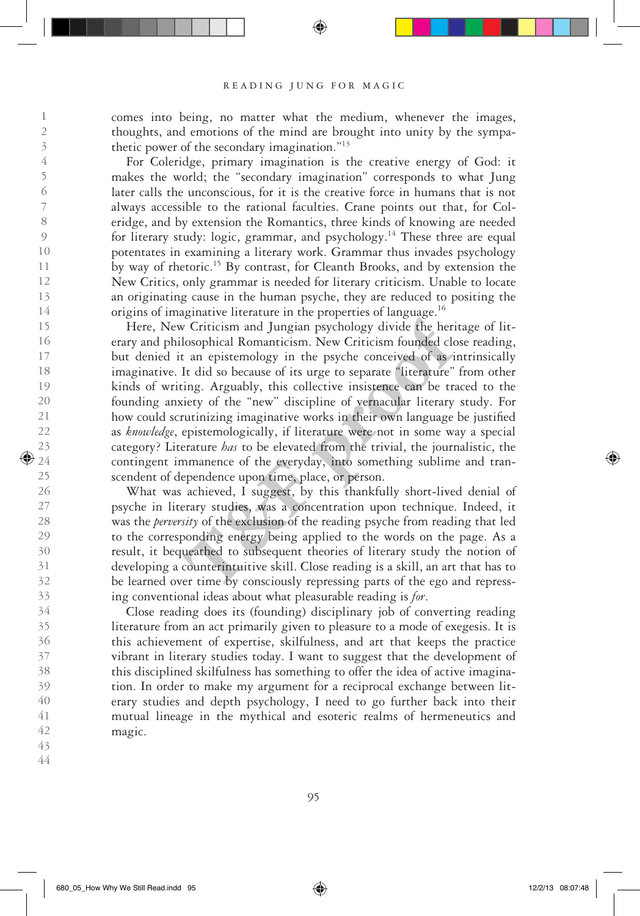comes into being, no matter what the medium, whenever the images, thoughts, and emotions of the mind are brought into unity by the sympathetic power of the secondary imagination."[13]

For Coleridge, primary imagination is the creative energy of God: it makes the world; the "secondary imagination" corresponds to what Jung later calls the unconscious, for it is the creative force in humans that is not always accessible to the rational faculties. Crane points out that, for Coleridge, and by extension the Romantics, three kinds of knowing are needed for literary study: logic, grammar, and psychology.[14] These three are equal potentates in examining a literary work. Grammar thus invades psychology by way of rhetoric.[15] By contrast, for Cleanth Brooks, and by extension the New Critics, only grammar is needed for literary criticism. Unable to locate an originating cause in the human psyche, they are reduced to positing the origins of imaginative literature in the properties of language.[16]

Here, New Criticism and Jungian psychology divide the heritage of literary and philosophical Romanticism. New Criticism founded close reading, but denied it an epistemology in the psyche conceived of as intrinsically imaginative. It did so because of its urge to separate "literature" from other kinds of writing. Arguably, this collective insistence can be traced to the founding anxiety of the "new" discipline of vernacular literary study. For how could scrutinizing imaginative works in their own language be justified as *knowledge*, epistemologically, if literature were not in some way a special category? Literature *has* to be elevated from the trivial, the journalistic, the contingent immanence of the everyday, into something sublime and transcendent of dependence upon time, place, or person.

What was achieved, I suggest, by this thankfully short-lived denial of psyche in literary studies, was a concentration upon technique. Indeed, it was the *perversity* of the exclusion of the reading psyche from reading that led to the corresponding energy being applied to the words on the page. As a result, it bequeathed to subsequent theories of literary study the notion of developing a counterintuitive skill. Close reading is a skill, an art that has to be learned over time by consciously repressing parts of the ego and repressing conventional ideas about what pleasurable reading is *for*.

Close reading does its (founding) disciplinary job of converting reading literature from an act primarily given to pleasure to a mode of exegesis. It is this achievement of expertise, skilfulness, and art that keeps the practice vibrant in literary studies today. I want to suggest that the development of this disciplined skilfulness has something to offer the idea of active imagination. In order to make my argument for a reciprocal exchange between literary studies and depth psychology, I need to go further back into their mutual lineage in the mythical and esoteric realms of hermeneutics and magic.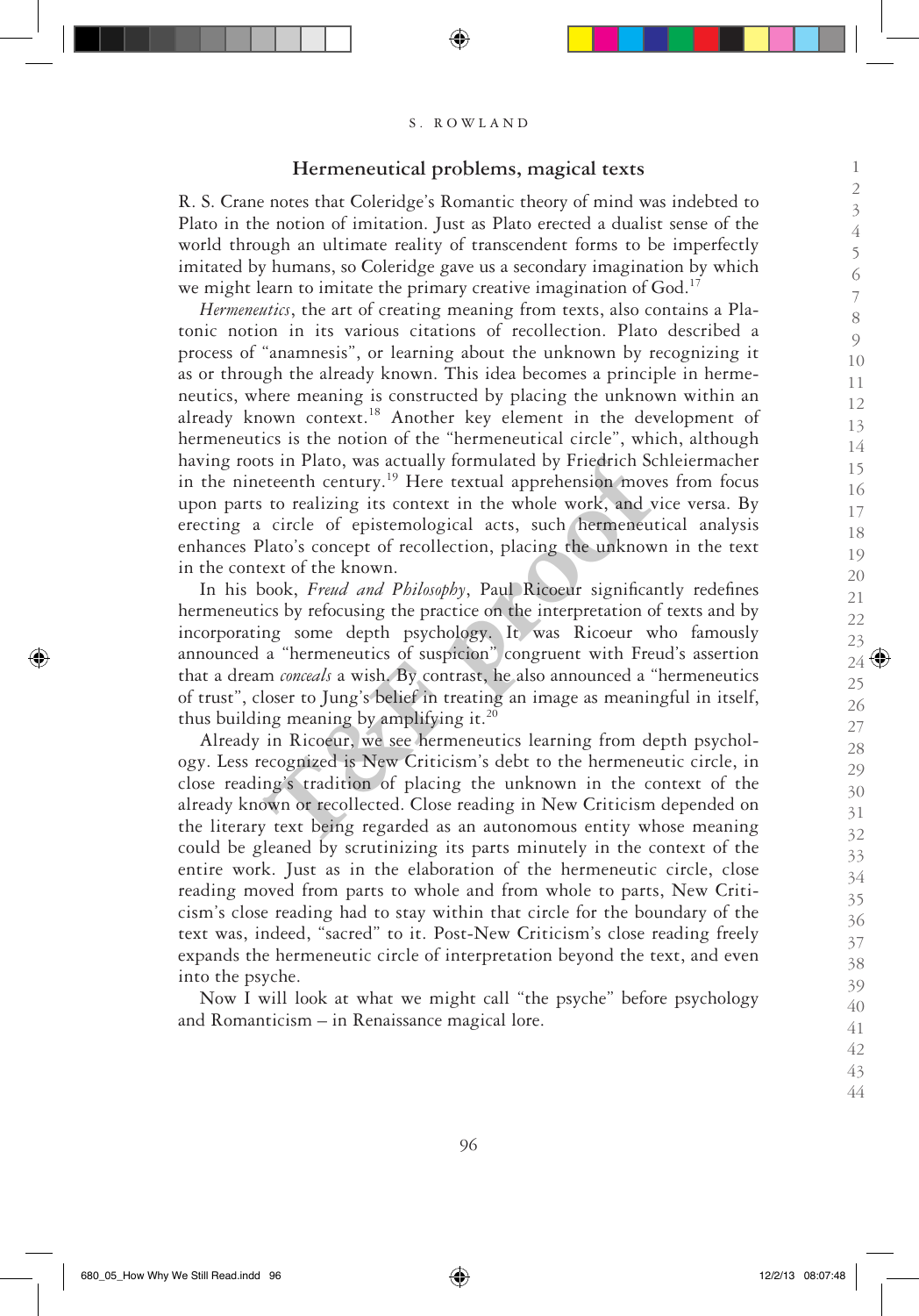## Hermeneutical problems, magical texts

R. S. Crane notes that Coleridge's Romantic theory of mind was indebted to Plato in the notion of imitation. Just as Plato erected a dualist sense of the world through an ultimate reality of transcendent forms to be imperfectly imitated by humans, so Coleridge gave us a secondary imagination by which we might learn to imitate the primary creative imagination of God.[17]

*Hermeneutics*, the art of creating meaning from texts, also contains a Platonic notion in its various citations of recollection. Plato described a process of "anamnesis", or learning about the unknown by recognizing it as or through the already known. This idea becomes a principle in hermeneutics, where meaning is constructed by placing the unknown within an already known context.[18] Another key element in the development of hermeneutics is the notion of the "hermeneutical circle", which, although having roots in Plato, was actually formulated by Friedrich Schleiermacher in the nineteenth century.[19] Here textual apprehension moves from focus upon parts to realizing its context in the whole work, and vice versa. By erecting a circle of epistemological acts, such hermeneutical analysis enhances Plato's concept of recollection, placing the unknown in the text in the context of the known.

In his book, *Freud and Philosophy*, Paul Ricoeur significantly redefines hermeneutics by refocusing the practice on the interpretation of texts and by incorporating some depth psychology. It was Ricoeur who famously announced a "hermeneutics of suspicion" congruent with Freud's assertion that a dream *conceals* a wish. By contrast, he also announced a "hermeneutics of trust", closer to Jung's belief in treating an image as meaningful in itself, thus building meaning by amplifying it.[20]

Already in Ricoeur, we see hermeneutics learning from depth psychology. Less recognized is New Criticism's debt to the hermeneutic circle, in close reading's tradition of placing the unknown in the context of the already known or recollected. Close reading in New Criticism depended on the literary text being regarded as an autonomous entity whose meaning could be gleaned by scrutinizing its parts minutely in the context of the entire work. Just as in the elaboration of the hermeneutic circle, close reading moved from parts to whole and from whole to parts, New Criticism's close reading had to stay within that circle for the boundary of the text was, indeed, "sacred" to it. Post-New Criticism's close reading freely expands the hermeneutic circle of interpretation beyond the text, and even into the psyche.

Now I will look at what we might call "the psyche" before psychology and Romanticism – in Renaissance magical lore.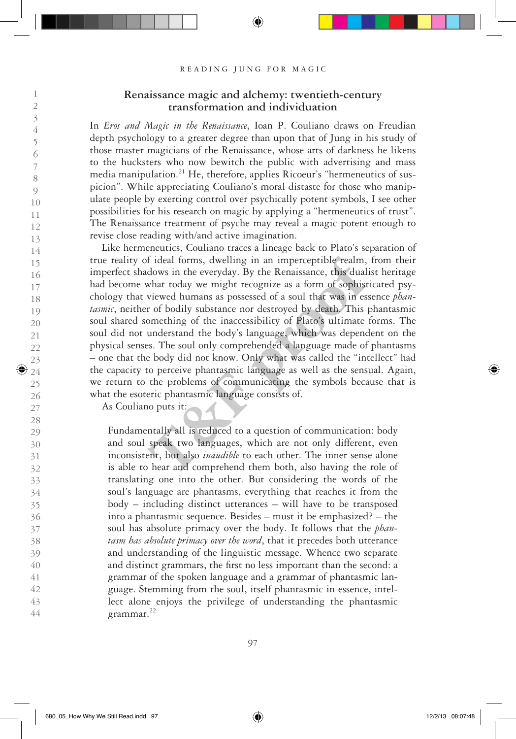## Renaissance magic and alchemy: twentieth-century transformation and individuation

In *Eros and Magic in the Renaissance*, Ioan P. Couliano draws on Freudian depth psychology to a greater degree than upon that of Jung in his study of those master magicians of the Renaissance, whose arts of darkness he likens to the hucksters who now bewitch the public with advertising and mass media manipulation.[21] He, therefore, applies Ricoeur's "hermeneutics of suspicion". While appreciating Couliano's moral distaste for those who manipulate people by exerting control over psychically potent symbols, I see other possibilities for his research on magic by applying a "hermeneutics of trust". The Renaissance treatment of psyche may reveal a magic potent enough to revise close reading with/and active imagination.

Like hermeneutics, Couliano traces a lineage back to Plato's separation of true reality of ideal forms, dwelling in an imperceptible realm, from their imperfect shadows in the everyday. By the Renaissance, this dualist heritage had become what today we might recognize as a form of sophisticated psychology that viewed humans as possessed of a soul that was in essence *phantasmic*, neither of bodily substance nor destroyed by death. This phantasmic soul shared something of the inaccessibility of Plato's ultimate forms. The soul did not understand the body's language, which was dependent on the physical senses. The soul only comprehended a language made of phantasms – one that the body did not know. Only what was called the "intellect" had the capacity to perceive phantasmic language as well as the sensual. Again, we return to the problems of communicating the symbols because that is what the esoteric phantasmic language consists of.

As Couliano puts it:

> Fundamentally all is reduced to a question of communication: body and soul speak two languages, which are not only different, even inconsistent, but also *inaudible* to each other. The inner sense alone is able to hear and comprehend them both, also having the role of translating one into the other. But considering the words of the soul's language are phantasms, everything that reaches it from the body – including distinct utterances – will have to be transposed into a phantasmic sequence. Besides – must it be emphasized? – the soul has absolute primacy over the body. It follows that the *phantasm has absolute primacy over the word*, that it precedes both utterance and understanding of the linguistic message. Whence two separate and distinct grammars, the first no less important than the second: a grammar of the spoken language and a grammar of phantasmic language. Stemming from the soul, itself phantasmic in essence, intellect alone enjoys the privilege of understanding the phantasmic grammar.[22]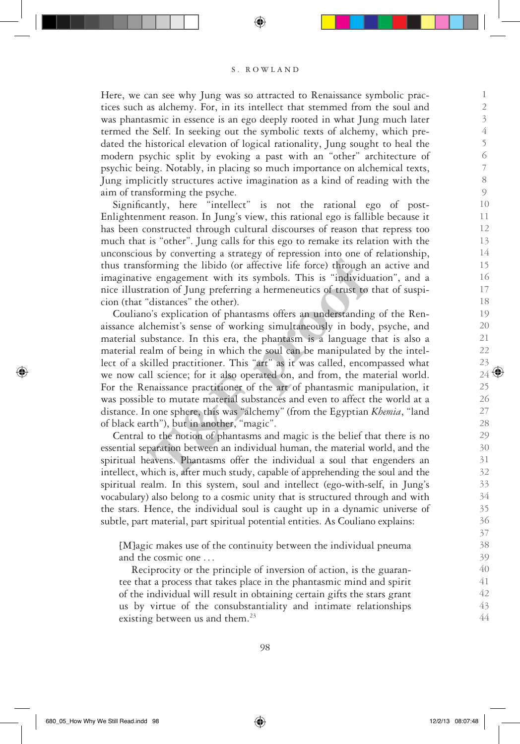Here, we can see why Jung was so attracted to Renaissance symbolic practices such as alchemy. For, in its intellect that stemmed from the soul and was phantasmic in essence is an ego deeply rooted in what Jung much later termed the Self. In seeking out the symbolic texts of alchemy, which predated the historical elevation of logical rationality, Jung sought to heal the modern psychic split by evoking a past with an "other" architecture of psychic being. Notably, in placing so much importance on alchemical texts, Jung implicitly structures active imagination as a kind of reading with the aim of transforming the psyche.

Significantly, here "intellect" is not the rational ego of post-Enlightenment reason. In Jung's view, this rational ego is fallible because it has been constructed through cultural discourses of reason that repress too much that is "other". Jung calls for this ego to remake its relation with the unconscious by converting a strategy of repression into one of relationship, thus transforming the libido (or affective life force) through an active and imaginative engagement with its symbols. This is "individuation", and a nice illustration of Jung preferring a hermeneutics of trust to that of suspicion (that "distances" the other).

Couliano's explication of phantasms offers an understanding of the Renaissance alchemist's sense of working simultaneously in body, psyche, and material substance. In this era, the phantasm is a language that is also a material realm of being in which the soul can be manipulated by the intellect of a skilled practitioner. This "art" as it was called, encompassed what we now call science; for it also operated on, and from, the material world. For the Renaissance practitioner of the art of phantasmic manipulation, it was possible to mutate material substances and even to affect the world at a distance. In one sphere, this was "alchemy" (from the Egyptian *Khemia*, "land of black earth"), but in another, "magic".

Central to the notion of phantasms and magic is the belief that there is no essential separation between an individual human, the material world, and the spiritual heavens. Phantasms offer the individual a soul that engenders an intellect, which is, after much study, capable of apprehending the soul and the spiritual realm. In this system, soul and intellect (ego-with-self, in Jung's vocabulary) also belong to a cosmic unity that is structured through and with the stars. Hence, the individual soul is caught up in a dynamic universe of subtle, part material, part spiritual potential entities. As Couliano explains:

> [M]agic makes use of the continuity between the individual pneuma and the cosmic one . . .
>
> Reciprocity or the principle of inversion of action, is the guarantee that a process that takes place in the phantasmic mind and spirit of the individual will result in obtaining certain gifts the stars grant us by virtue of the consubstantiality and intimate relationships existing between us and them.[23]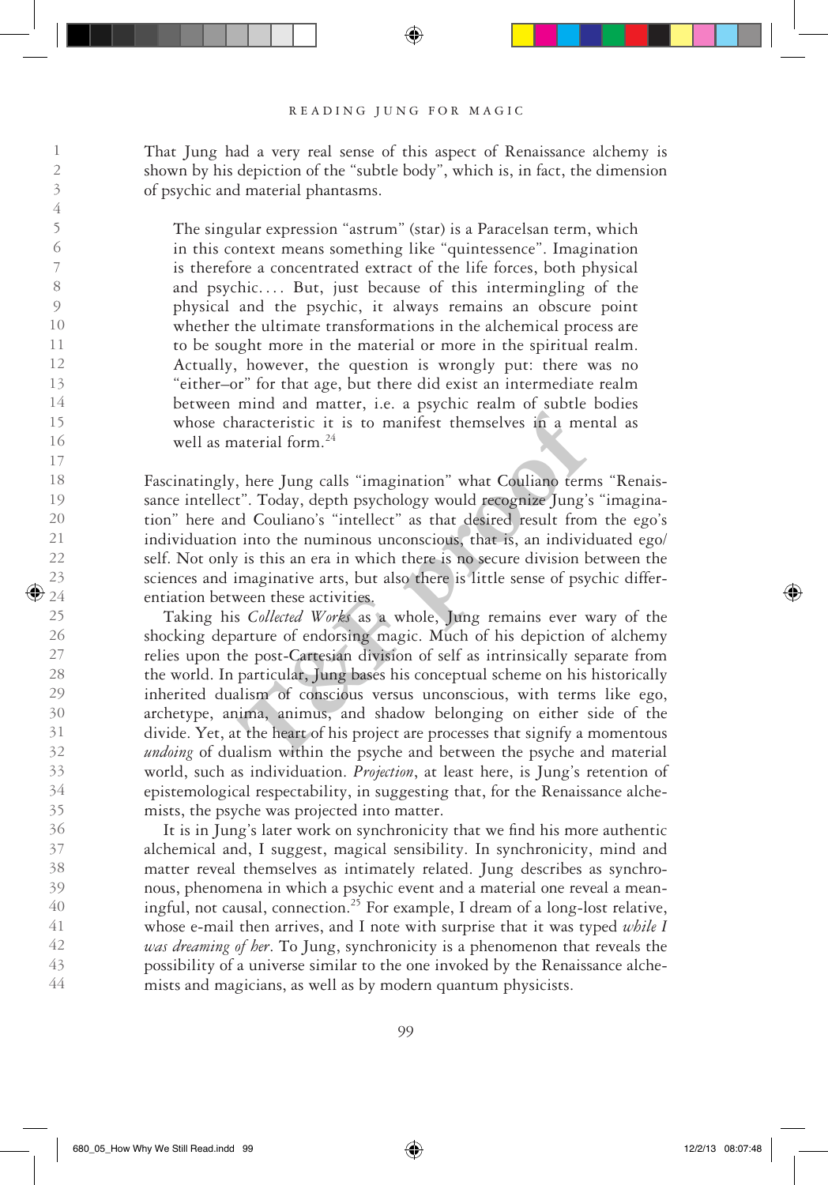That Jung had a very real sense of this aspect of Renaissance alchemy is shown by his depiction of the "subtle body", which is, in fact, the dimension of psychic and material phantasms.

> The singular expression "astrum" (star) is a Paracelsan term, which in this context means something like "quintessence". Imagination is therefore a concentrated extract of the life forces, both physical and psychic. . . . But, just because of this intermingling of the physical and the psychic, it always remains an obscure point whether the ultimate transformations in the alchemical process are to be sought more in the material or more in the spiritual realm. Actually, however, the question is wrongly put: there was no "either–or" for that age, but there did exist an intermediate realm between mind and matter, i.e. a psychic realm of subtle bodies whose characteristic it is to manifest themselves in a mental as well as material form.[24]

Fascinatingly, here Jung calls "imagination" what Couliano terms "Renaissance intellect". Today, depth psychology would recognize Jung's "imagination" here and Couliano's "intellect" as that desired result from the ego's individuation into the numinous unconscious, that is, an individuated ego/self. Not only is this an era in which there is no secure division between the sciences and imaginative arts, but also there is little sense of psychic differentiation between these activities.

Taking his *Collected Works* as a whole, Jung remains ever wary of the shocking departure of endorsing magic. Much of his depiction of alchemy relies upon the post-Cartesian division of self as intrinsically separate from the world. In particular, Jung bases his conceptual scheme on his historically inherited dualism of conscious versus unconscious, with terms like ego, archetype, anima, animus, and shadow belonging on either side of the divide. Yet, at the heart of his project are processes that signify a momentous *undoing* of dualism within the psyche and between the psyche and material world, such as individuation. *Projection*, at least here, is Jung's retention of epistemological respectability, in suggesting that, for the Renaissance alchemists, the psyche was projected into matter.

It is in Jung's later work on synchronicity that we find his more authentic alchemical and, I suggest, magical sensibility. In synchronicity, mind and matter reveal themselves as intimately related. Jung describes as synchronous, phenomena in which a psychic event and a material one reveal a meaningful, not causal, connection.[25] For example, I dream of a long-lost relative, whose e-mail then arrives, and I note with surprise that it was typed *while I was dreaming of her*. To Jung, synchronicity is a phenomenon that reveals the possibility of a universe similar to the one invoked by the Renaissance alchemists and magicians, as well as by modern quantum physicists.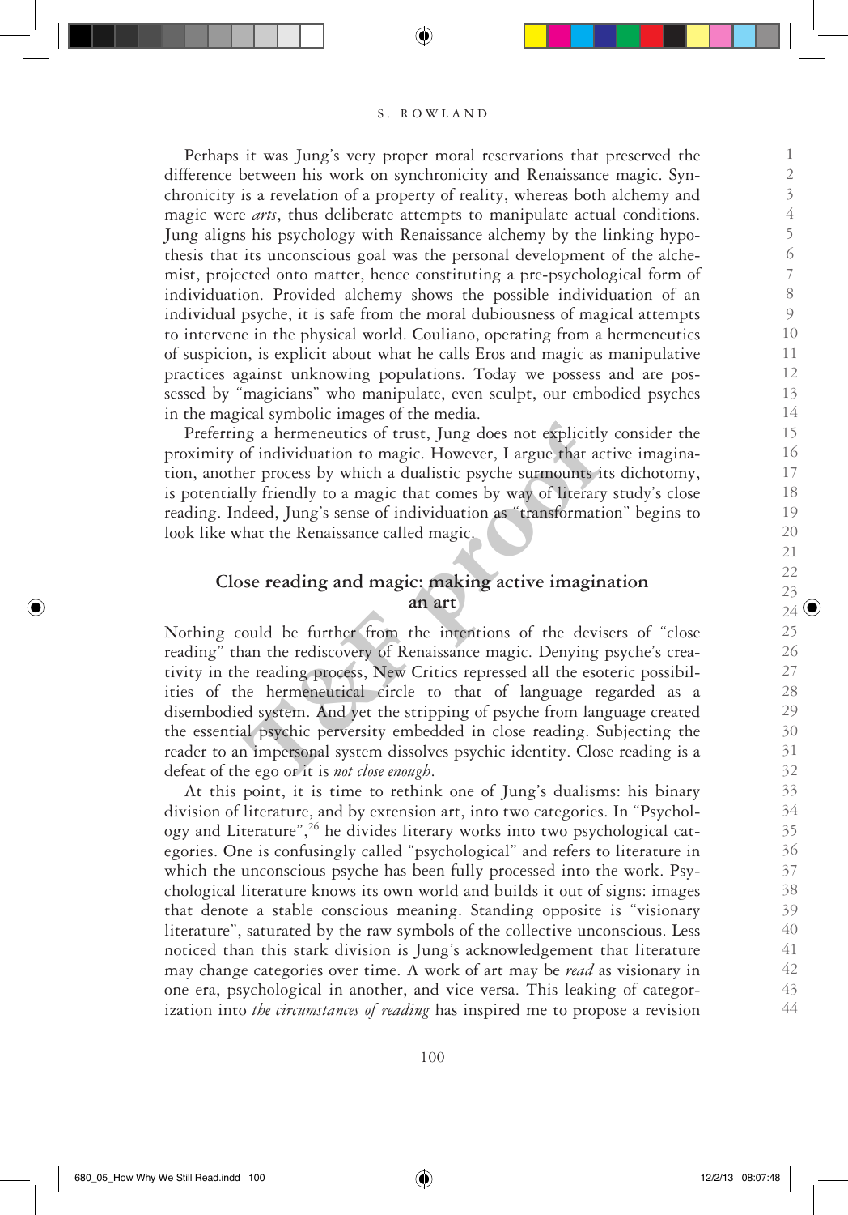Perhaps it was Jung's very proper moral reservations that preserved the difference between his work on synchronicity and Renaissance magic. Synchronicity is a revelation of a property of reality, whereas both alchemy and magic were *arts*, thus deliberate attempts to manipulate actual conditions. Jung aligns his psychology with Renaissance alchemy by the linking hypothesis that its unconscious goal was the personal development of the alchemist, projected onto matter, hence constituting a pre-psychological form of individuation. Provided alchemy shows the possible individuation of an individual psyche, it is safe from the moral dubiousness of magical attempts to intervene in the physical world. Couliano, operating from a hermeneutics of suspicion, is explicit about what he calls Eros and magic as manipulative practices against unknowing populations. Today we possess and are possessed by "magicians" who manipulate, even sculpt, our embodied psyches in the magical symbolic images of the media.

Preferring a hermeneutics of trust, Jung does not explicitly consider the proximity of individuation to magic. However, I argue that active imagination, another process by which a dualistic psyche surmounts its dichotomy, is potentially friendly to a magic that comes by way of literary study's close reading. Indeed, Jung's sense of individuation as "transformation" begins to look like what the Renaissance called magic.

## Close reading and magic: making active imagination an art

Nothing could be further from the intentions of the devisers of "close reading" than the rediscovery of Renaissance magic. Denying psyche's creativity in the reading process, New Critics repressed all the esoteric possibilities of the hermeneutical circle to that of language regarded as a disembodied system. And yet the stripping of psyche from language created the essential psychic perversity embedded in close reading. Subjecting the reader to an impersonal system dissolves psychic identity. Close reading is a defeat of the ego or it is *not close enough*.

At this point, it is time to rethink one of Jung's dualisms: his binary division of literature, and by extension art, into two categories. In "Psychology and Literature",[26] he divides literary works into two psychological categories. One is confusingly called "psychological" and refers to literature in which the unconscious psyche has been fully processed into the work. Psychological literature knows its own world and builds it out of signs: images that denote a stable conscious meaning. Standing opposite is "visionary literature", saturated by the raw symbols of the collective unconscious. Less noticed than this stark division is Jung's acknowledgement that literature may change categories over time. A work of art may be *read* as visionary in one era, psychological in another, and vice versa. This leaking of categorization into *the circumstances of reading* has inspired me to propose a revision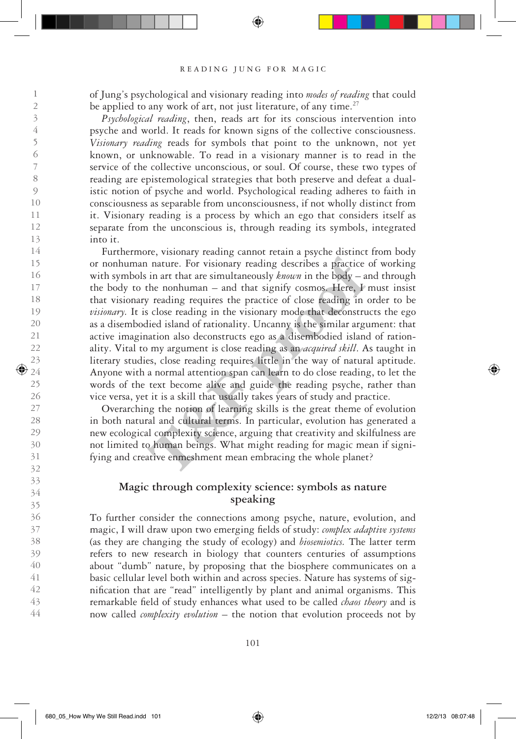of Jung's psychological and visionary reading into *modes of reading* that could be applied to any work of art, not just literature, of any time.[27]

*Psychological reading*, then, reads art for its conscious intervention into psyche and world. It reads for known signs of the collective consciousness. *Visionary reading* reads for symbols that point to the unknown, not yet known, or unknowable. To read in a visionary manner is to read in the service of the collective unconscious, or soul. Of course, these two types of reading are epistemological strategies that both preserve and defeat a dualistic notion of psyche and world. Psychological reading adheres to faith in consciousness as separable from unconsciousness, if not wholly distinct from it. Visionary reading is a process by which an ego that considers itself as separate from the unconscious is, through reading its symbols, integrated into it.

Furthermore, visionary reading cannot retain a psyche distinct from body or nonhuman nature. For visionary reading describes a practice of working with symbols in art that are simultaneously *known* in the body – and through the body to the nonhuman – and that signify cosmos. Here, I must insist that visionary reading requires the practice of close reading in order to be *visionary*. It is close reading in the visionary mode that deconstructs the ego as a disembodied island of rationality. Uncanny is the similar argument: that active imagination also deconstructs ego as a disembodied island of rationality. Vital to my argument is close reading as an *acquired skill*. As taught in literary studies, close reading requires little in the way of natural aptitude. Anyone with a normal attention span can learn to do close reading, to let the words of the text become alive and guide the reading psyche, rather than vice versa, yet it is a skill that usually takes years of study and practice.

Overarching the notion of learning skills is the great theme of evolution in both natural and cultural terms. In particular, evolution has generated a new ecological complexity science, arguing that creativity and skilfulness are not limited to human beings. What might reading for magic mean if signifying and creative enmeshment mean embracing the whole planet?

## Magic through complexity science: symbols as nature speaking

To further consider the connections among psyche, nature, evolution, and magic, I will draw upon two emerging fields of study: *complex adaptive systems* (as they are changing the study of ecology) and *biosemiotics*. The latter term refers to new research in biology that counters centuries of assumptions about "dumb" nature, by proposing that the biosphere communicates on a basic cellular level both within and across species. Nature has systems of signification that are "read" intelligently by plant and animal organisms. This remarkable field of study enhances what used to be called *chaos theory* and is now called *complexity evolution* – the notion that evolution proceeds not by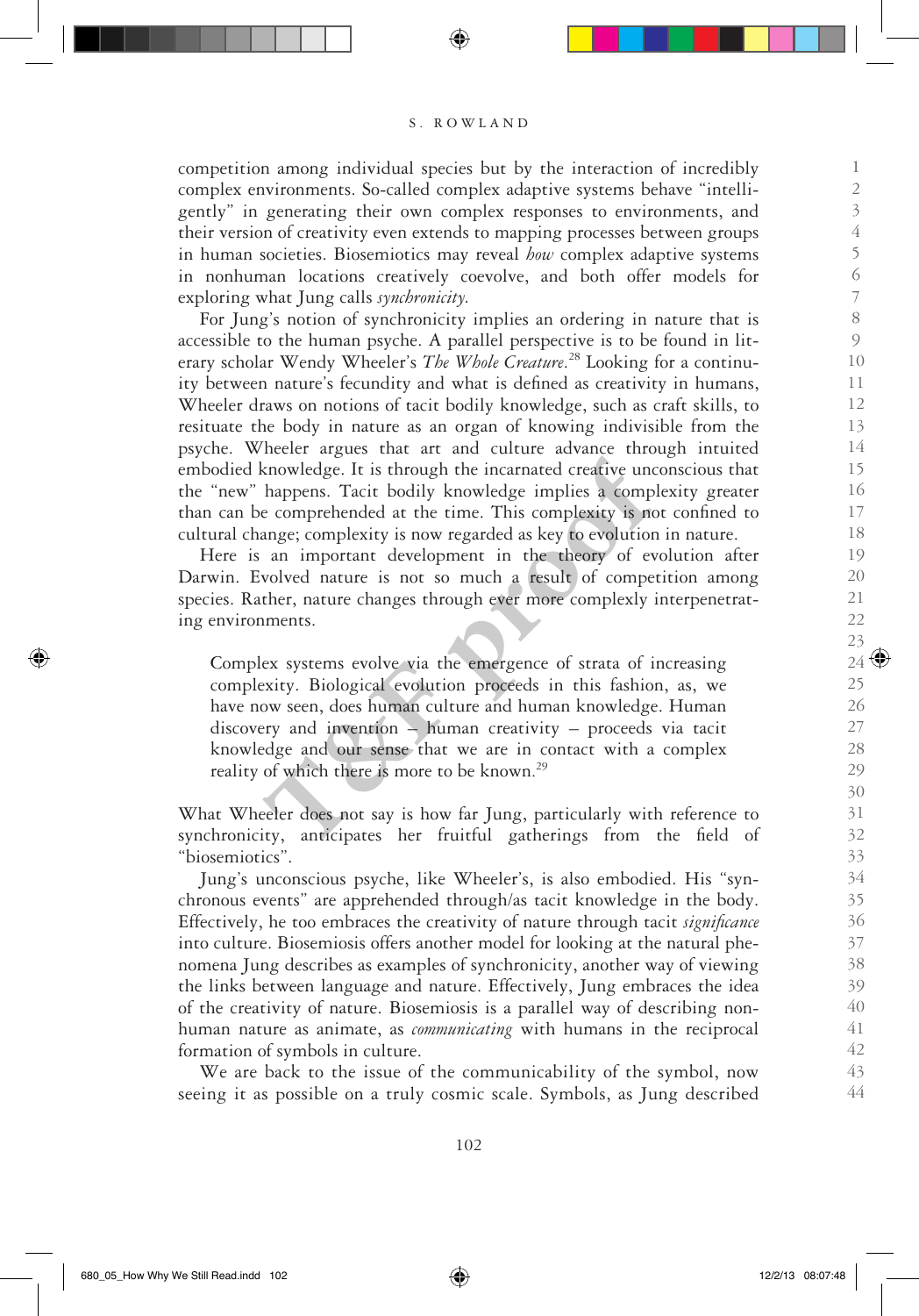competition among individual species but by the interaction of incredibly complex environments. So-called complex adaptive systems behave "intelligently" in generating their own complex responses to environments, and their version of creativity even extends to mapping processes between groups in human societies. Biosemiotics may reveal *how* complex adaptive systems in nonhuman locations creatively coevolve, and both offer models for exploring what Jung calls *synchronicity*.

For Jung's notion of synchronicity implies an ordering in nature that is accessible to the human psyche. A parallel perspective is to be found in literary scholar Wendy Wheeler's *The Whole Creature*.[28] Looking for a continuity between nature's fecundity and what is defined as creativity in humans, Wheeler draws on notions of tacit bodily knowledge, such as craft skills, to resituate the body in nature as an organ of knowing indivisible from the psyche. Wheeler argues that art and culture advance through intuited embodied knowledge. It is through the incarnated creative unconscious that the "new" happens. Tacit bodily knowledge implies a complexity greater than can be comprehended at the time. This complexity is not confined to cultural change; complexity is now regarded as key to evolution in nature.

Here is an important development in the theory of evolution after Darwin. Evolved nature is not so much a result of competition among species. Rather, nature changes through ever more complexly interpenetrating environments.

> Complex systems evolve via the emergence of strata of increasing complexity. Biological evolution proceeds in this fashion, as, we have now seen, does human culture and human knowledge. Human discovery and invention – human creativity – proceeds via tacit knowledge and our sense that we are in contact with a complex reality of which there is more to be known.[29]

What Wheeler does not say is how far Jung, particularly with reference to synchronicity, anticipates her fruitful gatherings from the field of "biosemiotics".

Jung's unconscious psyche, like Wheeler's, is also embodied. His "synchronous events" are apprehended through/as tacit knowledge in the body. Effectively, he too embraces the creativity of nature through tacit *significance* into culture. Biosemiosis offers another model for looking at the natural phenomena Jung describes as examples of synchronicity, another way of viewing the links between language and nature. Effectively, Jung embraces the idea of the creativity of nature. Biosemiosis is a parallel way of describing nonhuman nature as animate, as *communicating* with humans in the reciprocal formation of symbols in culture.

We are back to the issue of the communicability of the symbol, now seeing it as possible on a truly cosmic scale. Symbols, as Jung described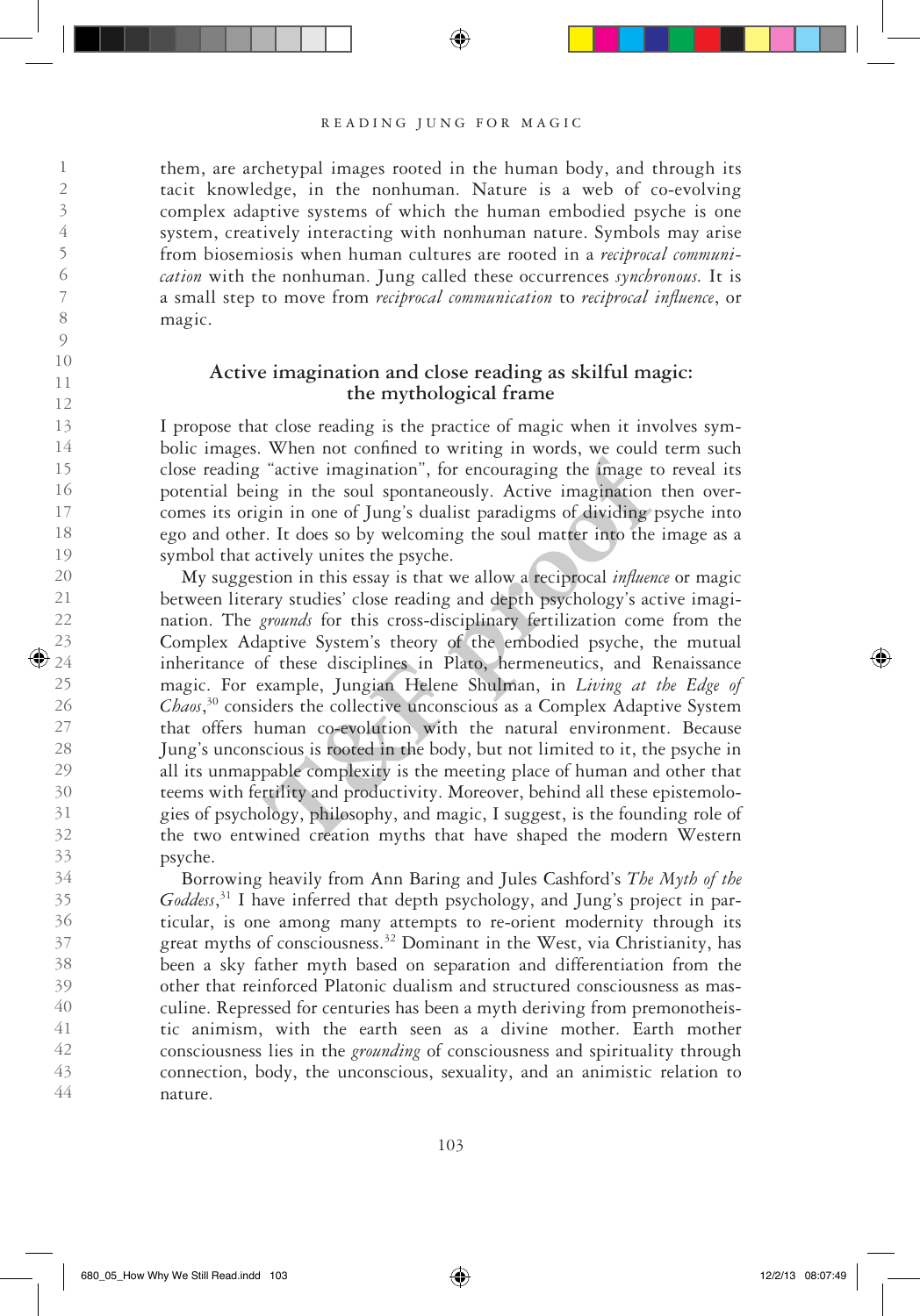them, are archetypal images rooted in the human body, and through its tacit knowledge, in the nonhuman. Nature is a web of co-evolving complex adaptive systems of which the human embodied psyche is one system, creatively interacting with nonhuman nature. Symbols may arise from biosemiosis when human cultures are rooted in a *reciprocal communication* with the nonhuman. Jung called these occurrences *synchronous.* It is a small step to move from *reciprocal communication* to *reciprocal influence*, or magic.

## Active imagination and close reading as skilful magic: the mythological frame

I propose that close reading is the practice of magic when it involves symbolic images. When not confined to writing in words, we could term such close reading "active imagination", for encouraging the image to reveal its potential being in the soul spontaneously. Active imagination then overcomes its origin in one of Jung's dualist paradigms of dividing psyche into ego and other. It does so by welcoming the soul matter into the image as a symbol that actively unites the psyche.

My suggestion in this essay is that we allow a reciprocal *influence* or magic between literary studies' close reading and depth psychology's active imagination. The *grounds* for this cross-disciplinary fertilization come from the Complex Adaptive System's theory of the embodied psyche, the mutual inheritance of these disciplines in Plato, hermeneutics, and Renaissance magic. For example, Jungian Helene Shulman, in *Living at the Edge of Chaos*,[30] considers the collective unconscious as a Complex Adaptive System that offers human co-evolution with the natural environment. Because Jung's unconscious is rooted in the body, but not limited to it, the psyche in all its unmappable complexity is the meeting place of human and other that teems with fertility and productivity. Moreover, behind all these epistemologies of psychology, philosophy, and magic, I suggest, is the founding role of the two entwined creation myths that have shaped the modern Western psyche.

Borrowing heavily from Ann Baring and Jules Cashford's *The Myth of the Goddess*,[31] I have inferred that depth psychology, and Jung's project in particular, is one among many attempts to re-orient modernity through its great myths of consciousness.[32] Dominant in the West, via Christianity, has been a sky father myth based on separation and differentiation from the other that reinforced Platonic dualism and structured consciousness as masculine. Repressed for centuries has been a myth deriving from premonotheistic animism, with the earth seen as a divine mother. Earth mother consciousness lies in the *grounding* of consciousness and spirituality through connection, body, the unconscious, sexuality, and an animistic relation to nature.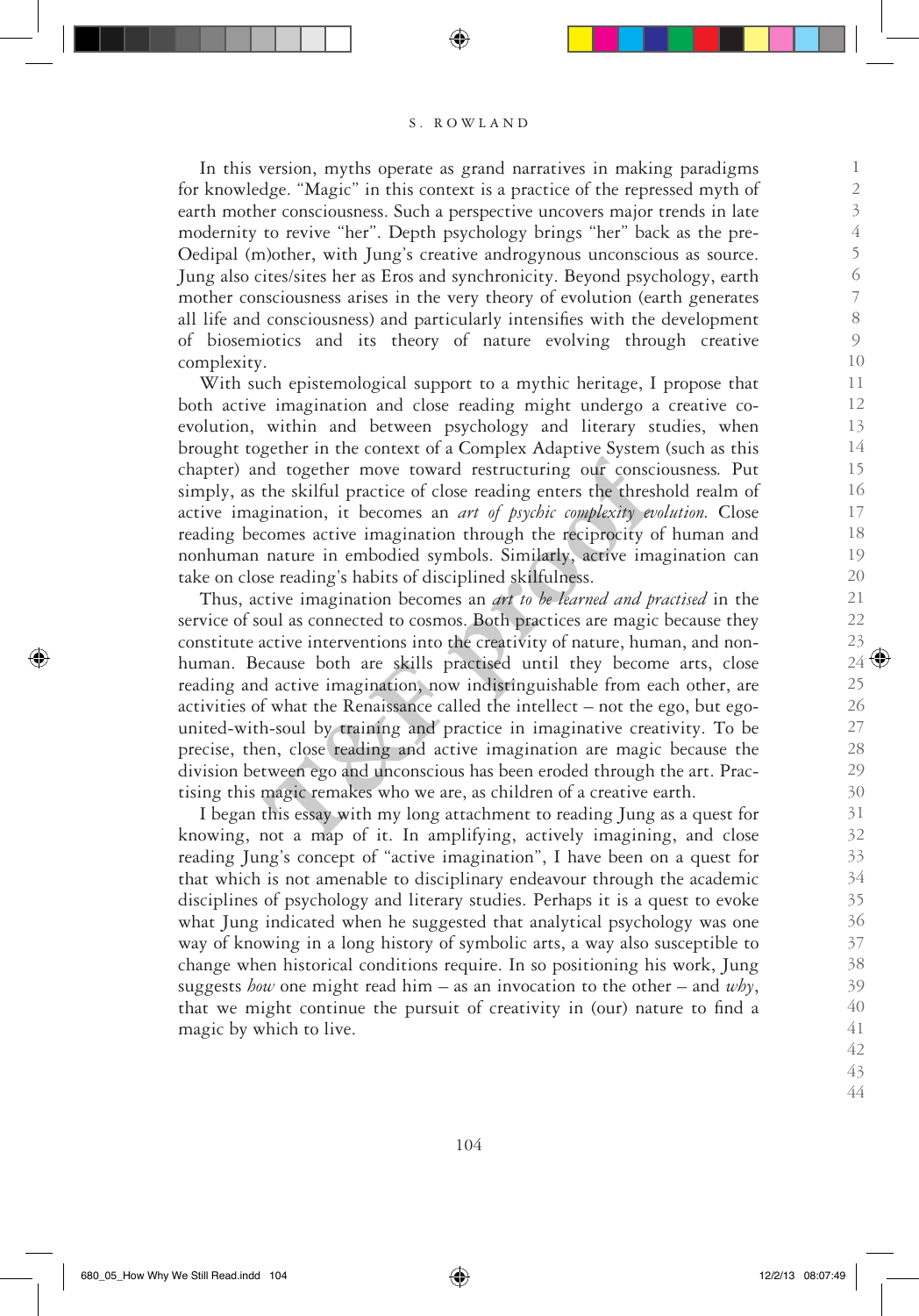In this version, myths operate as grand narratives in making paradigms for knowledge. "Magic" in this context is a practice of the repressed myth of earth mother consciousness. Such a perspective uncovers major trends in late modernity to revive "her". Depth psychology brings "her" back as the pre-Oedipal (m)other, with Jung's creative androgynous unconscious as source. Jung also cites/sites her as Eros and synchronicity. Beyond psychology, earth mother consciousness arises in the very theory of evolution (earth generates all life and consciousness) and particularly intensifies with the development of biosemiotics and its theory of nature evolving through creative complexity.

With such epistemological support to a mythic heritage, I propose that both active imagination and close reading might undergo a creative co-evolution, within and between psychology and literary studies, when brought together in the context of a Complex Adaptive System (such as this chapter) and together move toward restructuring our consciousness. Put simply, as the skilful practice of close reading enters the threshold realm of active imagination, it becomes an *art of psychic complexity evolution.* Close reading becomes active imagination through the reciprocity of human and nonhuman nature in embodied symbols. Similarly, active imagination can take on close reading's habits of disciplined skilfulness.

Thus, active imagination becomes an *art to be learned and practised* in the service of soul as connected to cosmos. Both practices are magic because they constitute active interventions into the creativity of nature, human, and non-human. Because both are skills practised until they become arts, close reading and active imagination, now indistinguishable from each other, are activities of what the Renaissance called the intellect – not the ego, but ego-united-with-soul by training and practice in imaginative creativity. To be precise, then, close reading and active imagination are magic because the division between ego and unconscious has been eroded through the art. Practising this magic remakes who we are, as children of a creative earth.

I began this essay with my long attachment to reading Jung as a quest for knowing, not a map of it. In amplifying, actively imagining, and close reading Jung's concept of "active imagination", I have been on a quest for that which is not amenable to disciplinary endeavour through the academic disciplines of psychology and literary studies. Perhaps it is a quest to evoke what Jung indicated when he suggested that analytical psychology was one way of knowing in a long history of symbolic arts, a way also susceptible to change when historical conditions require. In so positioning his work, Jung suggests *how* one might read him – as an invocation to the other – and *why*, that we might continue the pursuit of creativity in (our) nature to find a magic by which to live.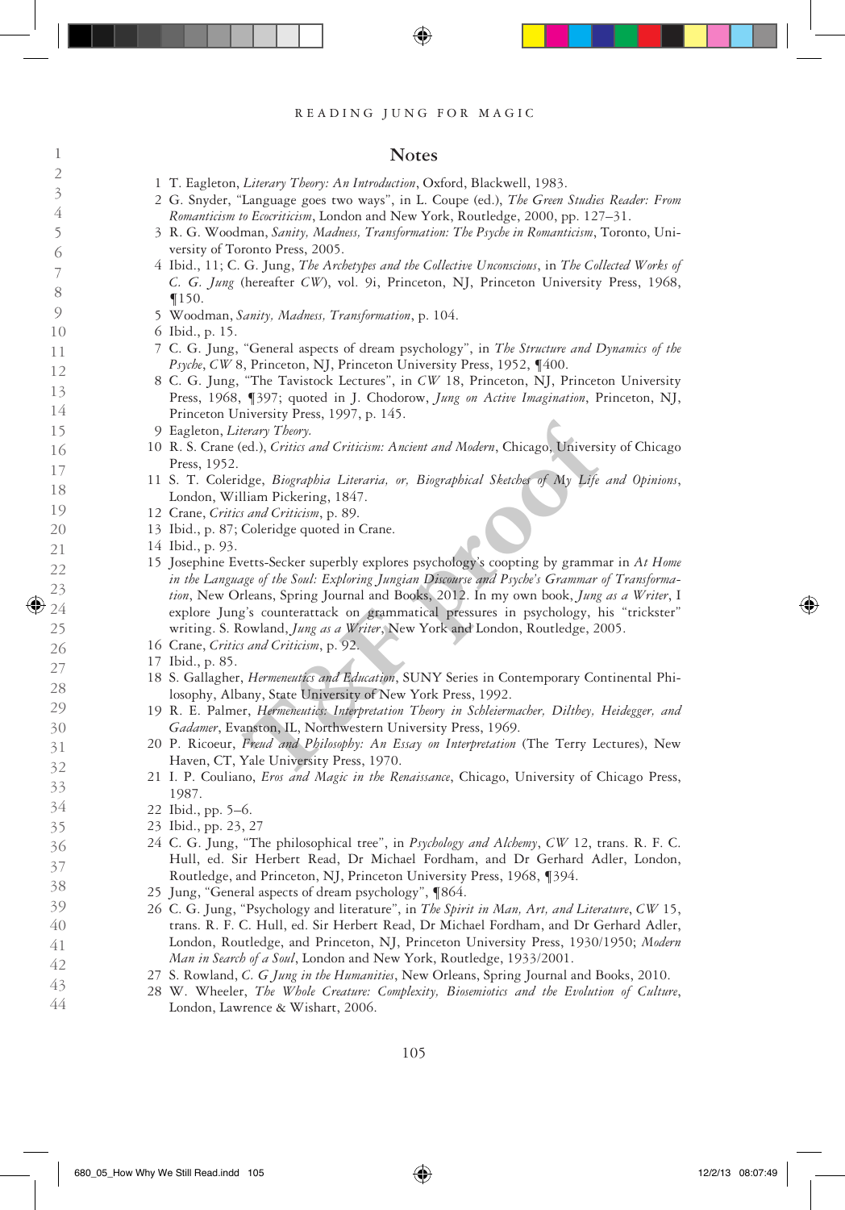## Notes

1 T. Eagleton, *Literary Theory: An Introduction*, Oxford, Blackwell, 1983.

2 G. Snyder, "Language goes two ways", in L. Coupe (ed.), *The Green Studies Reader: From Romanticism to Ecocriticism*, London and New York, Routledge, 2000, pp. 127–31.

3 R. G. Woodman, *Sanity, Madness, Transformation: The Psyche in Romanticism*, Toronto, University of Toronto Press, 2005.

4 Ibid., 11; C. G. Jung, *The Archetypes and the Collective Unconscious*, in *The Collected Works of C. G. Jung* (hereafter *CW*), vol. 9i, Princeton, NJ, Princeton University Press, 1968, ¶150.

5 Woodman, *Sanity, Madness, Transformation*, p. 104.

6 Ibid., p. 15.

7 C. G. Jung, "General aspects of dream psychology", in *The Structure and Dynamics of the Psyche*, *CW* 8, Princeton, NJ, Princeton University Press, 1952, ¶400.

8 C. G. Jung, "The Tavistock Lectures", in *CW* 18, Princeton, NJ, Princeton University Press, 1968, ¶397; quoted in J. Chodorow, *Jung on Active Imagination*, Princeton, NJ, Princeton University Press, 1997, p. 145.

9 Eagleton, *Literary Theory*.

10 R. S. Crane (ed.), *Critics and Criticism: Ancient and Modern*, Chicago, University of Chicago Press, 1952.

11 S. T. Coleridge, *Biographia Literaria, or, Biographical Sketches of My Life and Opinions*, London, William Pickering, 1847.

12 Crane, *Critics and Criticism*, p. 89.

13 Ibid., p. 87; Coleridge quoted in Crane.

14 Ibid., p. 93.

15 Josephine Evetts-Secker superbly explores psychology's coopting by grammar in *At Home in the Language of the Soul: Exploring Jungian Discourse and Psyche's Grammar of Transformation*, New Orleans, Spring Journal and Books, 2012. In my own book, *Jung as a Writer*, I explore Jung's counterattack on grammatical pressures in psychology, his "trickster" writing. S. Rowland, *Jung as a Writer*, New York and London, Routledge, 2005.

16 Crane, *Critics and Criticism*, p. 92.

17 Ibid., p. 85.

18 S. Gallagher, *Hermeneutics and Education*, SUNY Series in Contemporary Continental Philosophy, Albany, State University of New York Press, 1992.

19 R. E. Palmer, *Hermeneutics: Interpretation Theory in Schleiermacher, Dilthey, Heidegger, and Gadamer*, Evanston, IL, Northwestern University Press, 1969.

20 P. Ricoeur, *Freud and Philosophy: An Essay on Interpretation* (The Terry Lectures), New Haven, CT, Yale University Press, 1970.

21 I. P. Couliano, *Eros and Magic in the Renaissance*, Chicago, University of Chicago Press, 1987.

22 Ibid., pp. 5–6.

23 Ibid., pp. 23, 27

24 C. G. Jung, "The philosophical tree", in *Psychology and Alchemy*, *CW* 12, trans. R. F. C. Hull, ed. Sir Herbert Read, Dr Michael Fordham, and Dr Gerhard Adler, London, Routledge, and Princeton, NJ, Princeton University Press, 1968, ¶394.

25 Jung, "General aspects of dream psychology", ¶864.

26 C. G. Jung, "Psychology and literature", in *The Spirit in Man, Art, and Literature*, *CW* 15, trans. R. F. C. Hull, ed. Sir Herbert Read, Dr Michael Fordham, and Dr Gerhard Adler, London, Routledge, and Princeton, NJ, Princeton University Press, 1930/1950; *Modern Man in Search of a Soul*, London and New York, Routledge, 1933/2001.

27 S. Rowland, *C. G Jung in the Humanities*, New Orleans, Spring Journal and Books, 2010.

28 W. Wheeler, *The Whole Creature: Complexity, Biosemiotics and the Evolution of Culture*, London, Lawrence & Wishart, 2006.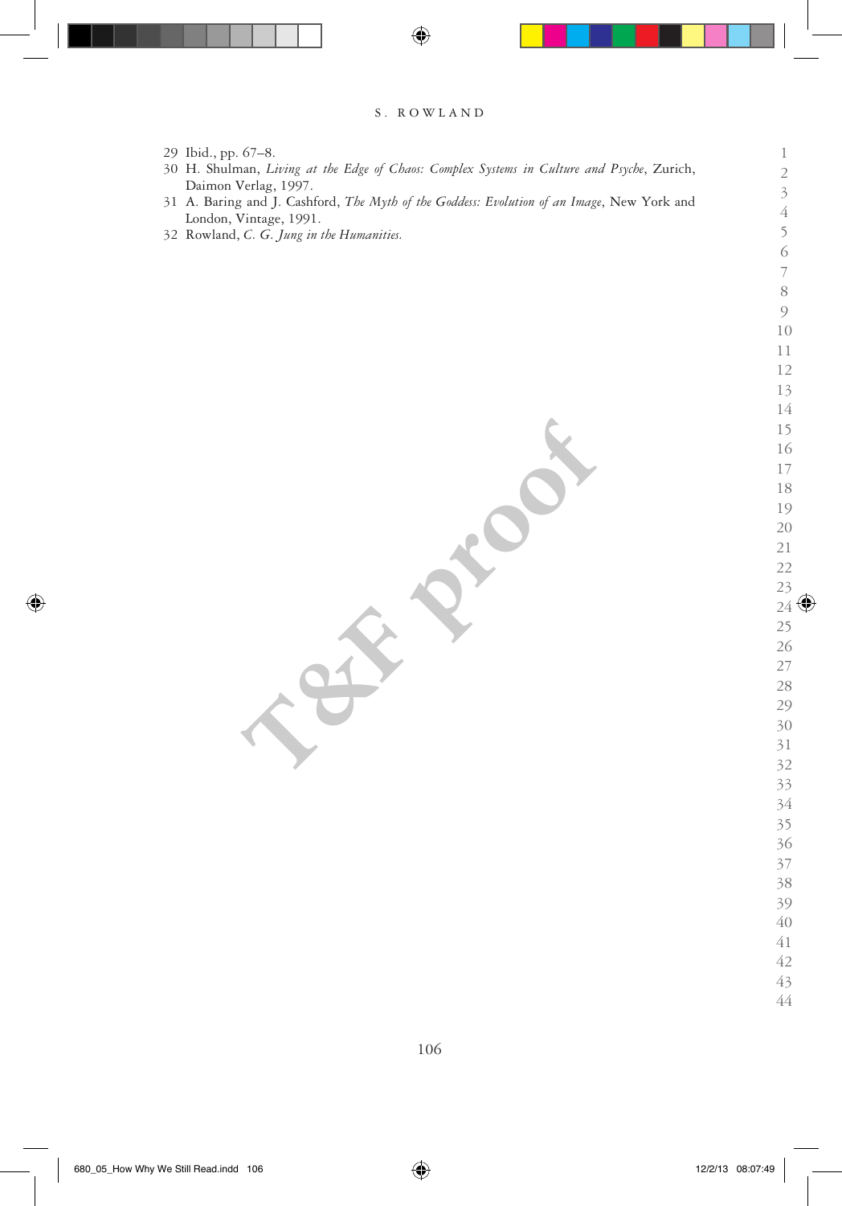29 Ibid., pp. 67–8.
30 H. Shulman, *Living at the Edge of Chaos: Complex Systems in Culture and Psyche*, Zurich, Daimon Verlag, 1997.
31 A. Baring and J. Cashford, *The Myth of the Goddess: Evolution of an Image*, New York and London, Vintage, 1991.
32 Rowland, *C. G. Jung in the Humanities.*